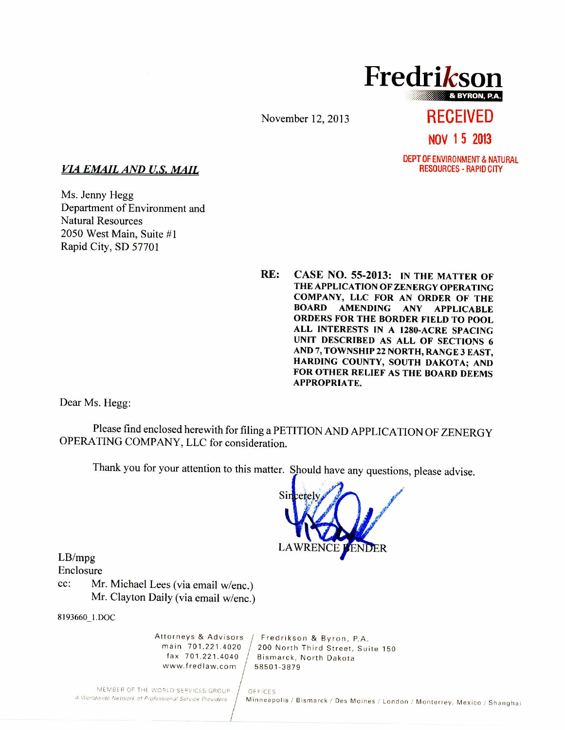**Fredrikson**
& BYRON, P.A.

November 12, 2013

RECEIVED
NOV 15 2013
DEPT OF ENVIRONMENT & NATURAL RESOURCES - RAPID CITY

***VIA EMAIL AND U.S. MAIL***

Ms. Jenny Hegg
Department of Environment and Natural Resources
2050 West Main, Suite #1
Rapid City, SD 57701

**RE: CASE NO. 55-2013: IN THE MATTER OF THE APPLICATION OF ZENERGY OPERATING COMPANY, LLC FOR AN ORDER OF THE BOARD AMENDING ANY APPLICABLE ORDERS FOR THE BORDER FIELD TO POOL ALL INTERESTS IN A 1280-ACRE SPACING UNIT DESCRIBED AS ALL OF SECTIONS 6 AND 7, TOWNSHIP 22 NORTH, RANGE 3 EAST, HARDING COUNTY, SOUTH DAKOTA; AND FOR OTHER RELIEF AS THE BOARD DEEMS APPROPRIATE.**

Dear Ms. Hegg:

Please find enclosed herewith for filing a PETITION AND APPLICATION OF ZENERGY OPERATING COMPANY, LLC for consideration.

Thank you for your attention to this matter. Should have any questions, please advise.

Sincerely,

LAWRENCE BENDER

LB/mpg
Enclosure
cc: Mr. Michael Lees (via email w/enc.)
Mr. Clayton Daily (via email w/enc.)

8193660_1.DOC

Attorneys & Advisors / Fredrikson & Byron, P.A.
main 701.221.4020 / 200 North Third Street, Suite 150
fax 701.221.4040 / Bismarck, North Dakota
www.fredlaw.com / 58501-3879

MEMBER OF THE WORLD SERVICES GROUP
A Worldwide Network of Professional Service Providers

OFFICES
Minneapolis / Bismarck / Des Moines / London / Monterrey, Mexico / Shanghai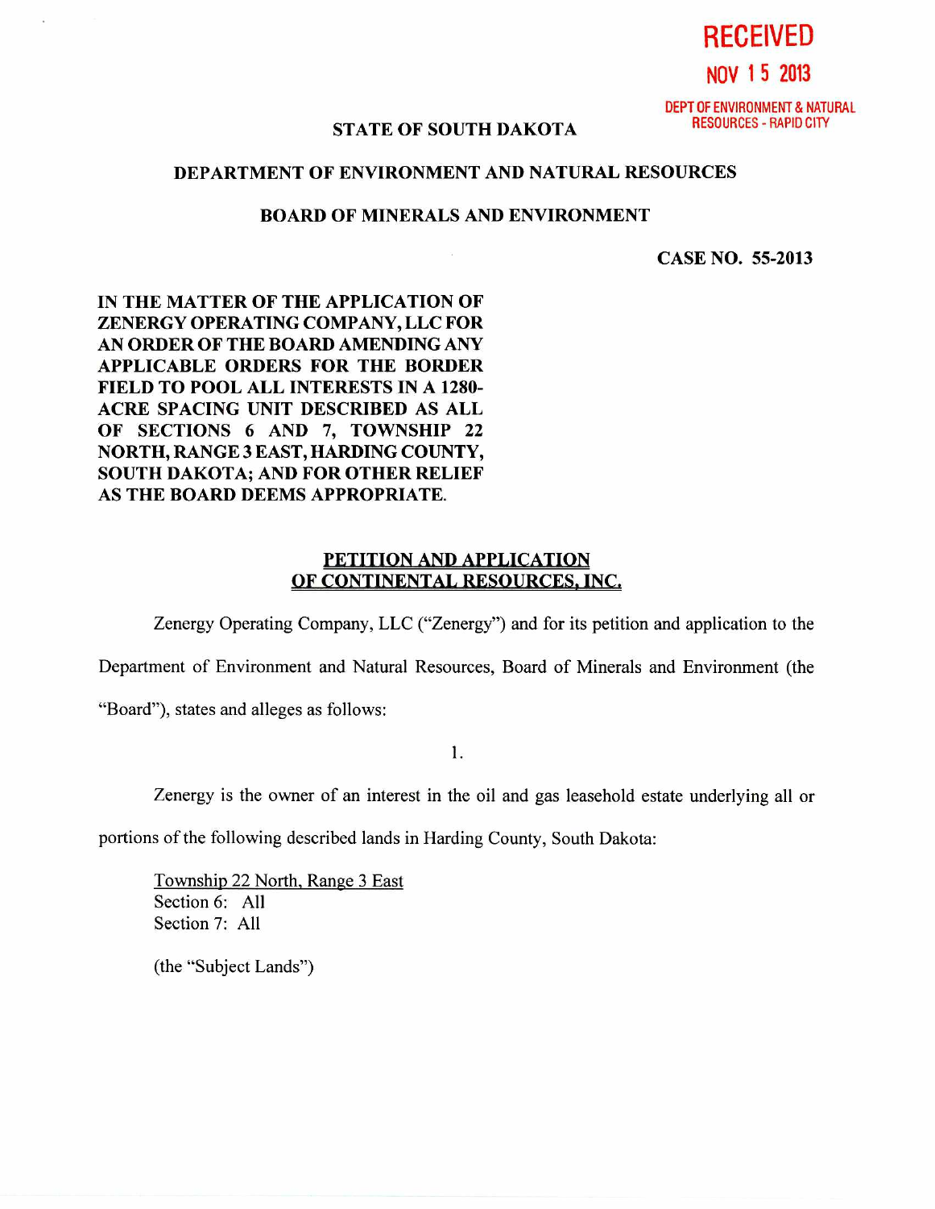RECEIVED

NOV 15 2013

DEPT OF ENVIRONMENT & NATURAL RESOURCES - RAPID CITY

**STATE OF SOUTH DAKOTA**

**DEPARTMENT OF ENVIRONMENT AND NATURAL RESOURCES**

**BOARD OF MINERALS AND ENVIRONMENT**

**CASE NO. 55-2013**

**IN THE MATTER OF THE APPLICATION OF ZENERGY OPERATING COMPANY, LLC FOR AN ORDER OF THE BOARD AMENDING ANY APPLICABLE ORDERS FOR THE BORDER FIELD TO POOL ALL INTERESTS IN A 1280-ACRE SPACING UNIT DESCRIBED AS ALL OF SECTIONS 6 AND 7, TOWNSHIP 22 NORTH, RANGE 3 EAST, HARDING COUNTY, SOUTH DAKOTA; AND FOR OTHER RELIEF AS THE BOARD DEEMS APPROPRIATE.**

**PETITION AND APPLICATION OF CONTINENTAL RESOURCES, INC.**

Zenergy Operating Company, LLC ("Zenergy") and for its petition and application to the Department of Environment and Natural Resources, Board of Minerals and Environment (the "Board"), states and alleges as follows:

1.

Zenergy is the owner of an interest in the oil and gas leasehold estate underlying all or portions of the following described lands in Harding County, South Dakota:

Township 22 North, Range 3 East
Section 6: All
Section 7: All

(the "Subject Lands")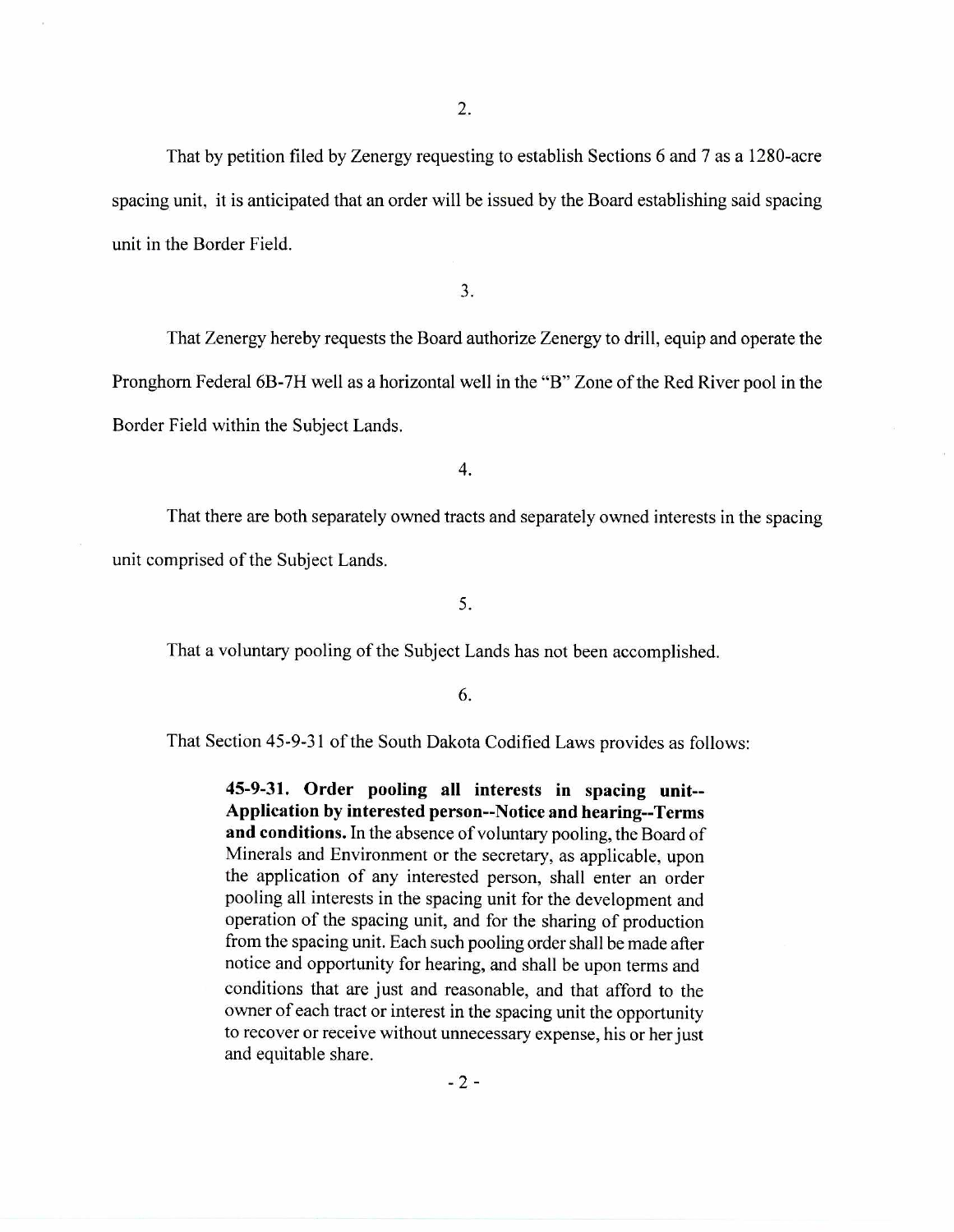2.

That by petition filed by Zenergy requesting to establish Sections 6 and 7 as a 1280-acre spacing unit, it is anticipated that an order will be issued by the Board establishing said spacing unit in the Border Field.

3.

That Zenergy hereby requests the Board authorize Zenergy to drill, equip and operate the Pronghorn Federal 6B-7H well as a horizontal well in the "B" Zone of the Red River pool in the Border Field within the Subject Lands.

4.

That there are both separately owned tracts and separately owned interests in the spacing unit comprised of the Subject Lands.

5.

That a voluntary pooling of the Subject Lands has not been accomplished.

6.

That Section 45-9-31 of the South Dakota Codified Laws provides as follows:

> **45-9-31. Order pooling all interests in spacing unit--Application by interested person--Notice and hearing--Terms and conditions.** In the absence of voluntary pooling, the Board of Minerals and Environment or the secretary, as applicable, upon the application of any interested person, shall enter an order pooling all interests in the spacing unit for the development and operation of the spacing unit, and for the sharing of production from the spacing unit. Each such pooling order shall be made after notice and opportunity for hearing, and shall be upon terms and conditions that are just and reasonable, and that afford to the owner of each tract or interest in the spacing unit the opportunity to recover or receive without unnecessary expense, his or her just and equitable share.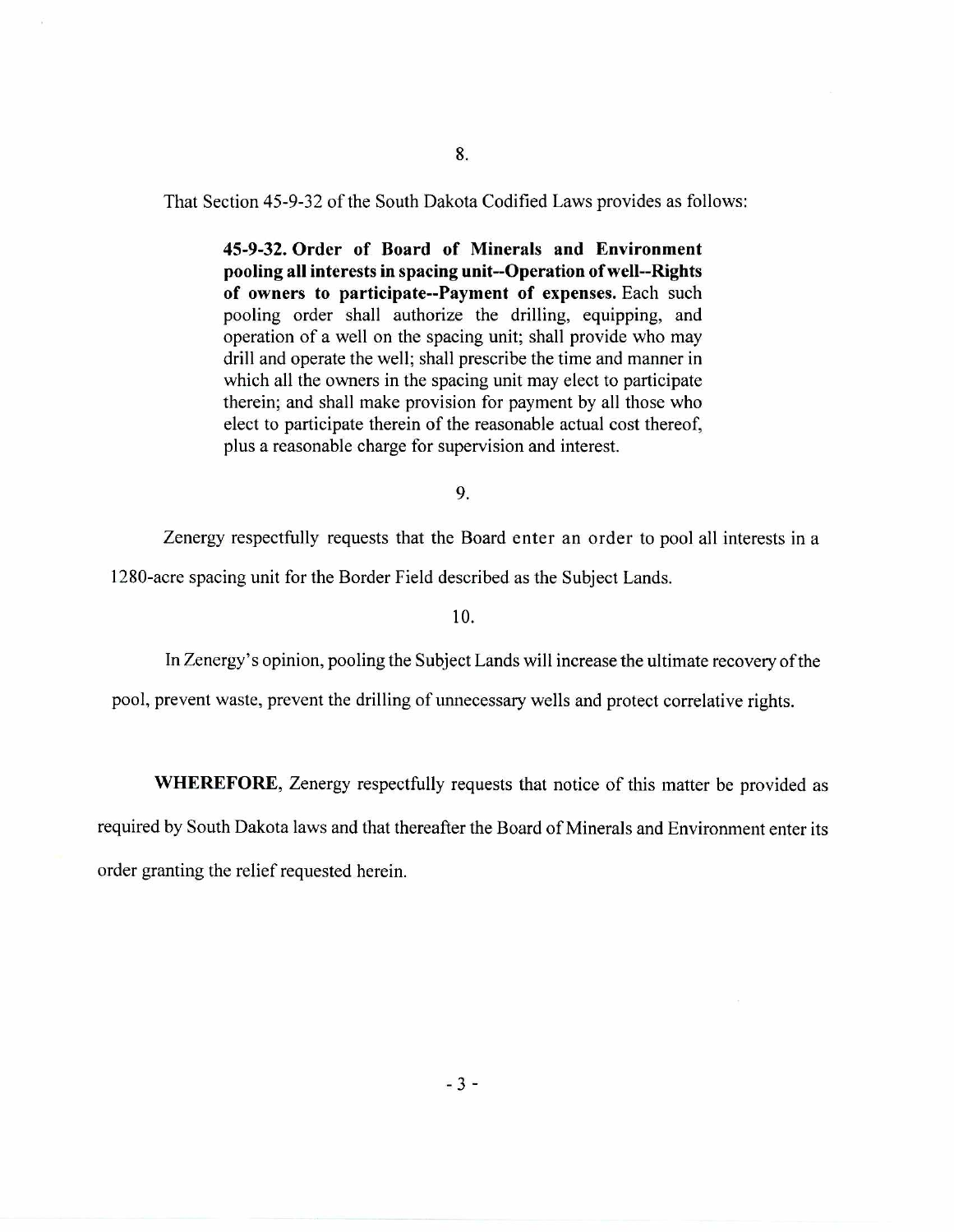8.

That Section 45-9-32 of the South Dakota Codified Laws provides as follows:

> **45-9-32. Order of Board of Minerals and Environment pooling all interests in spacing unit--Operation of well--Rights of owners to participate--Payment of expenses.** Each such pooling order shall authorize the drilling, equipping, and operation of a well on the spacing unit; shall provide who may drill and operate the well; shall prescribe the time and manner in which all the owners in the spacing unit may elect to participate therein; and shall make provision for payment by all those who elect to participate therein of the reasonable actual cost thereof, plus a reasonable charge for supervision and interest.

9.

Zenergy respectfully requests that the Board enter an order to pool all interests in a 1280-acre spacing unit for the Border Field described as the Subject Lands.

10.

In Zenergy's opinion, pooling the Subject Lands will increase the ultimate recovery of the pool, prevent waste, prevent the drilling of unnecessary wells and protect correlative rights.

**WHEREFORE**, Zenergy respectfully requests that notice of this matter be provided as required by South Dakota laws and that thereafter the Board of Minerals and Environment enter its order granting the relief requested herein.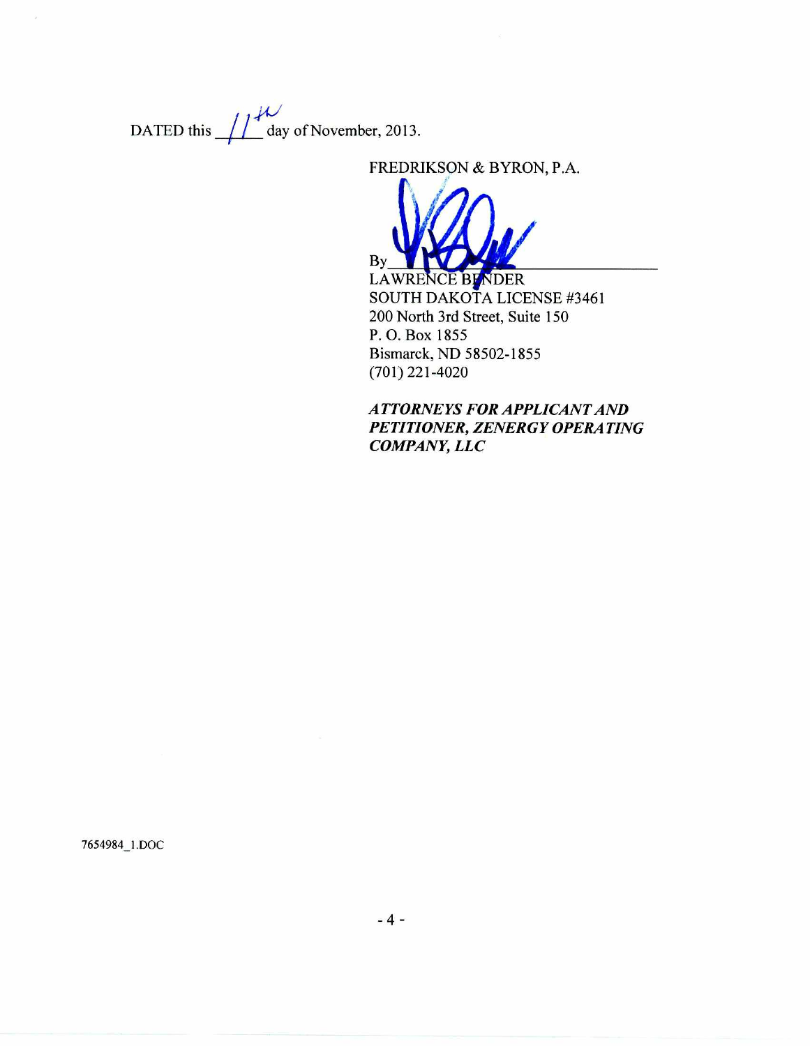DATED this 11th day of November, 2013.

FREDRIKSON & BYRON, P.A.

By________________________

LAWRENCE BENDER
SOUTH DAKOTA LICENSE #3461
200 North 3rd Street, Suite 150
P. O. Box 1855
Bismarck, ND 58502-1855
(701) 221-4020

***ATTORNEYS FOR APPLICANT AND PETITIONER, ZENERGY OPERATING COMPANY, LLC***

7654984_1.DOC